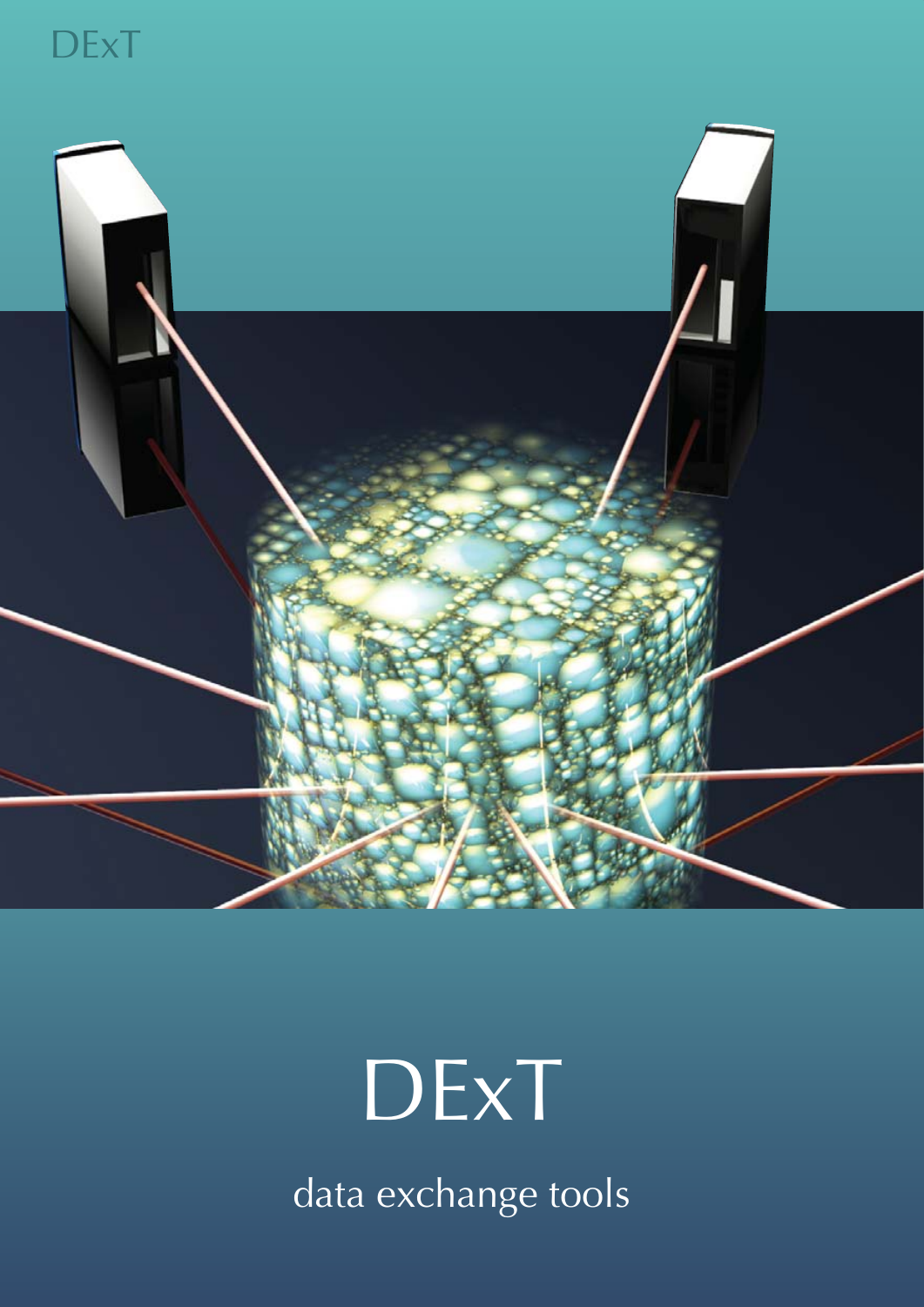DExT

# DExT

data exchange tools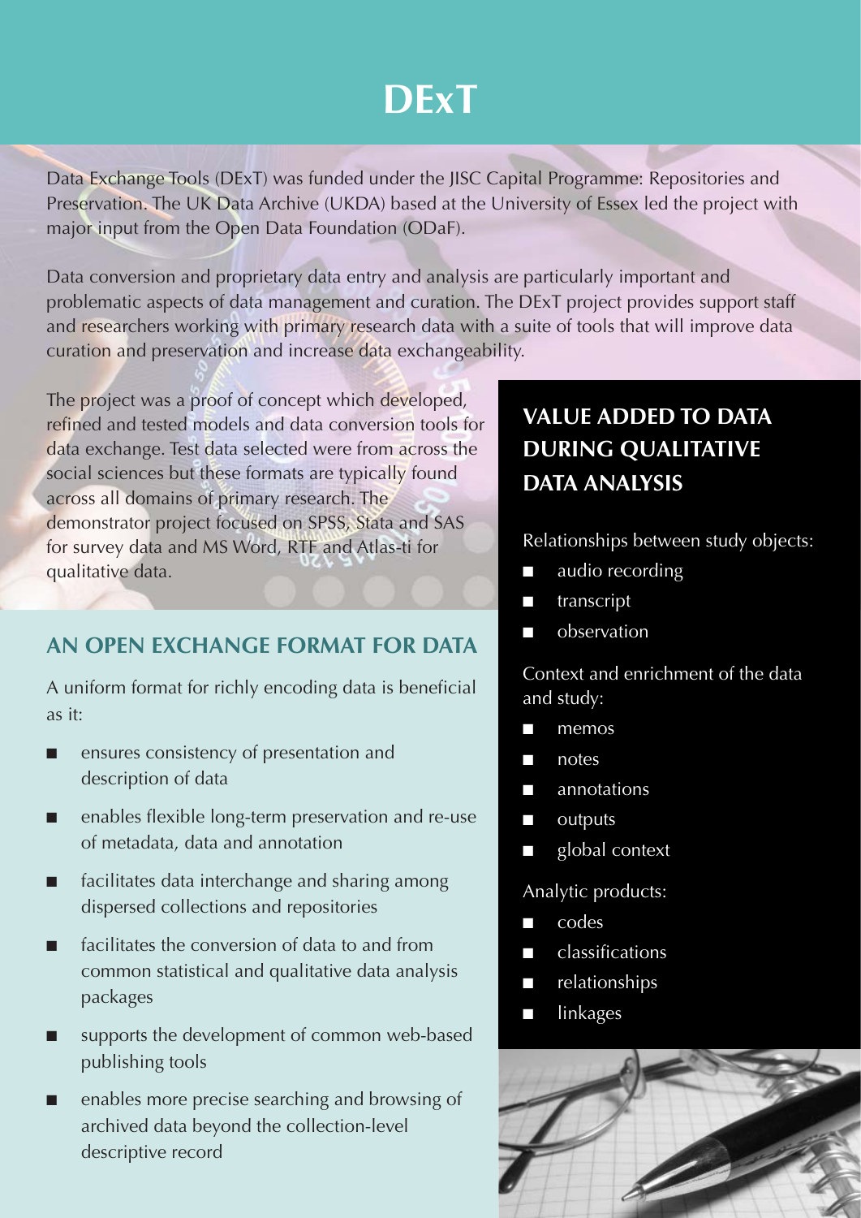# DExT

Data Exchange Tools (DExT) was funded under the JISC Capital Programme: Repositories and Preservation. The UK Data Archive (UKDA) based at the University of Essex led the project with major input from the Open Data Foundation (ODaF).

Data conversion and proprietary data entry and analysis are particularly important and problematic aspects of data management and curation. The DExT project provides support staff and researchers working with primary research data with a suite of tools that will improve data curation and preservation and increase data exchangeability.

The project was a proof of concept which developed, refined and tested models and data conversion tools for data exchange. Test data selected were from across the social sciences but these formats are typically found across all domains of primary research. The demonstrator project focused on SPSS, Stata and SAS for survey data and MS Word, RTF and Atlas-ti for qualitative data.

## AN OPEN EXCHANGE FORMAT FOR DATA

A uniform format for richly encoding data is beneficial as it:

- ensures consistency of presentation and description of data
- enables flexible long-term preservation and re-use of metadata, data and annotation
- facilitates data interchange and sharing among dispersed collections and repositories
- facilitates the conversion of data to and from common statistical and qualitative data analysis packages
- supports the development of common web-based publishing tools
- enables more precise searching and browsing of archived data beyond the collection-level descriptive record

## VALUE ADDED TO DATA DURING QUALITATIVE DATA ANALYSIS

Relationships between study objects:

- audio recording
- transcript
- observation

Context and enrichment of the data and study:

- memos
- notes
- annotations
- outputs
- global context

Analytic products:

- codes
- classifications
- relationships
- linkages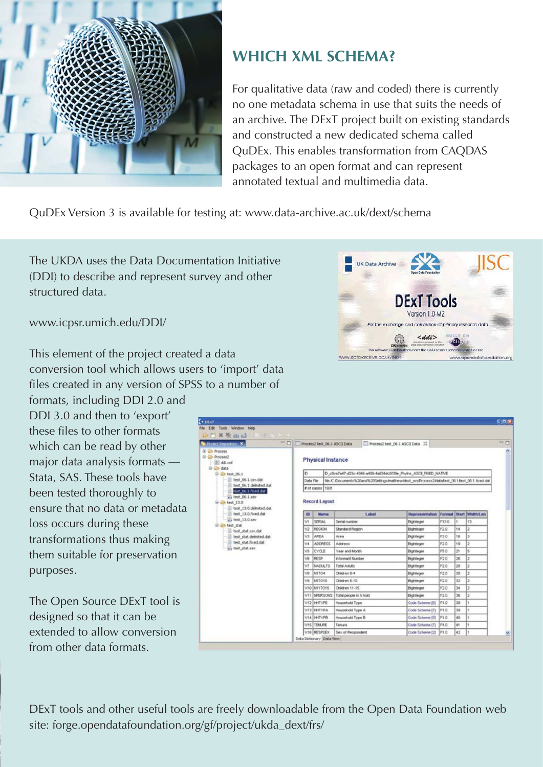## WHICH XML SCHEMA?

For qualitative data (raw and coded) there is currently no one metadata schema in use that suits the needs of an archive. The DExT project built on existing standards and constructed a new dedicated schema called QuDEx. This enables transformation from CAQDAS packages to an open format and can represent annotated textual and multimedia data.

QuDEx Version 3 is available for testing at: www.data-archive.ac.uk/dext/schema

The UKDA uses the Data Documentation Initiative (DDI) to describe and represent survey and other structured data.

www.icpsr.umich.edu/DDI/

This element of the project created a data conversion tool which allows users to 'import' data files created in any version of SPSS to a number of formats, including DDI 2.0 and DDI 3.0 and then to 'export' these files to other formats which can be read by other major data analysis formats — Stata, SAS. These tools have been tested thoroughly to ensure that no data or metadata loss occurs during these transformations thus making them suitable for preservation purposes.

The Open Source DExT tool is designed so that it can be extended to allow conversion from other data formats.

DExT tools and other useful tools are freely downloadable from the Open Data Foundation web site: forge.opendatafoundation.org/gf/project/ukda_dext/frs/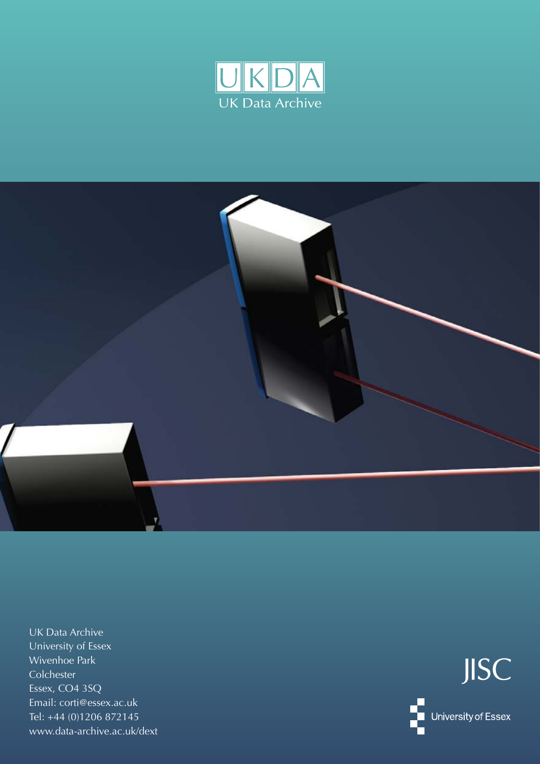UKDA

UK Data Archive

UK Data Archive
University of Essex
Wivenhoe Park
Colchester
Essex, CO4 3SQ
Email: corti@essex.ac.uk
Tel: +44 (0)1206 872145
www.data-archive.ac.uk/dext

JISC

University of Essex